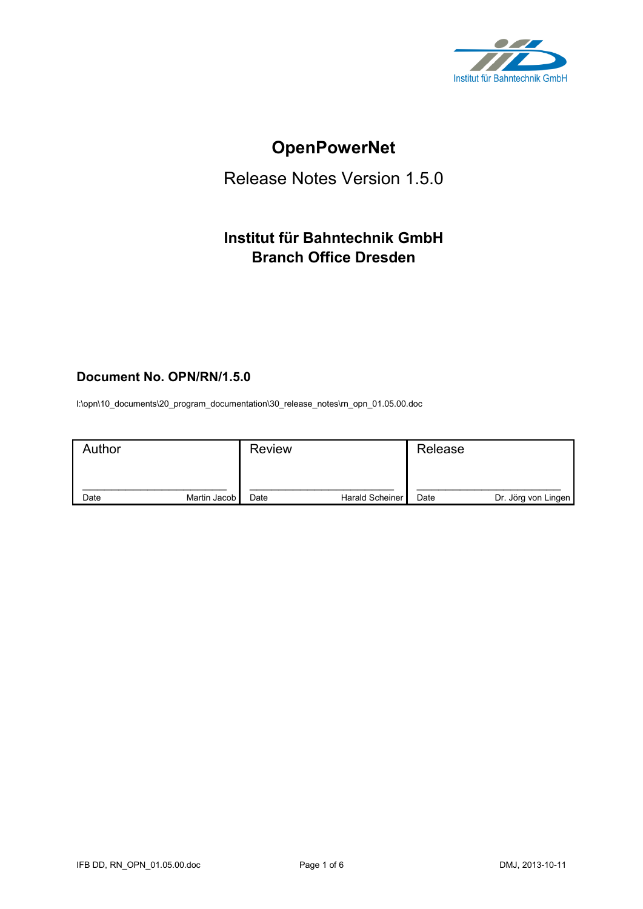Institut für Bahntechnik GmbH

# OpenPowerNet

## Release Notes Version 1.5.0

### Institut für Bahntechnik GmbH
### Branch Office Dresden

**Document No. OPN/RN/1.5.0**

I:\opn\10_documents\20_program_documentation\30_release_notes\rn_opn_01.05.00.doc

| Author | Review | Release |
|---|---|---|
| \_\_\_\_\_\_\_\_\_\_\_\_\_\_\_\_\_\_\_\_\_\_\_\_ | \_\_\_\_\_\_\_\_\_\_\_\_\_\_\_\_\_\_\_\_\_\_\_\_ | \_\_\_\_\_\_\_\_\_\_\_\_\_\_\_\_\_\_\_\_\_\_\_\_ |
| Date Martin Jacob | Date Harald Scheiner | Date Dr. Jörg von Lingen |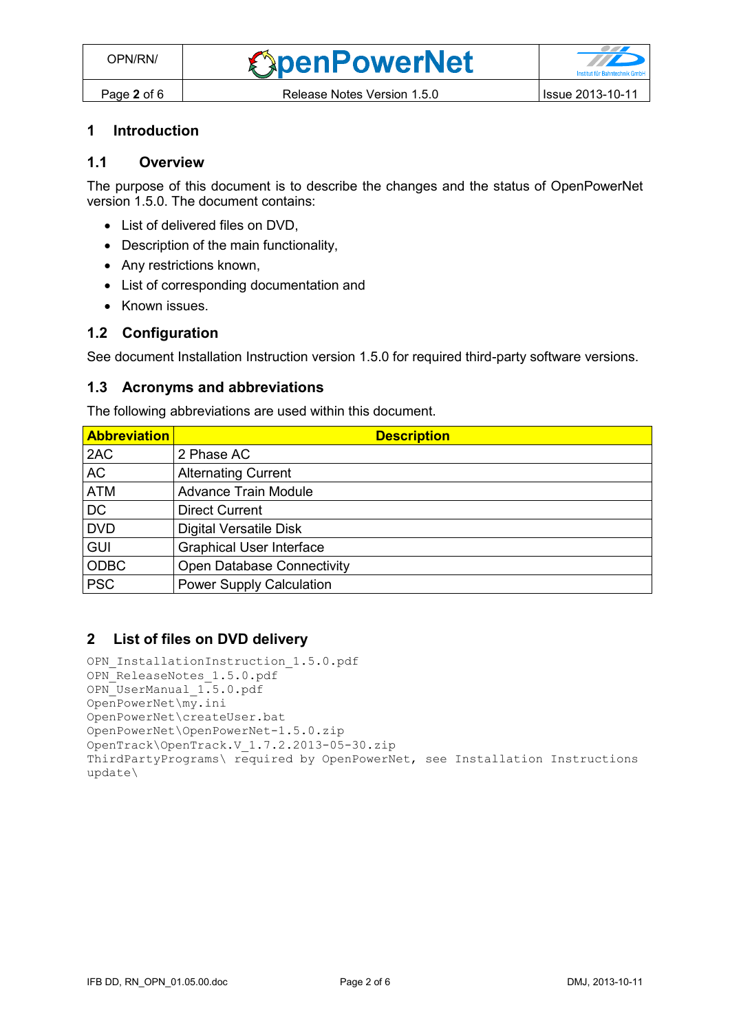# 1 Introduction

## 1.1 Overview

The purpose of this document is to describe the changes and the status of OpenPowerNet version 1.5.0. The document contains:

- List of delivered files on DVD,
- Description of the main functionality,
- Any restrictions known,
- List of corresponding documentation and
- Known issues.

## 1.2 Configuration

See document Installation Instruction version 1.5.0 for required third-party software versions.

## 1.3 Acronyms and abbreviations

The following abbreviations are used within this document.

| Abbreviation | Description |
|---|---|
| 2AC | 2 Phase AC |
| AC | Alternating Current |
| ATM | Advance Train Module |
| DC | Direct Current |
| DVD | Digital Versatile Disk |
| GUI | Graphical User Interface |
| ODBC | Open Database Connectivity |
| PSC | Power Supply Calculation |

# 2 List of files on DVD delivery

```
OPN_InstallationInstruction_1.5.0.pdf
OPN_ReleaseNotes_1.5.0.pdf
OPN_UserManual_1.5.0.pdf
OpenPowerNet\my.ini
OpenPowerNet\createUser.bat
OpenPowerNet\OpenPowerNet-1.5.0.zip
OpenTrack\OpenTrack.V_1.7.2.2013-05-30.zip
ThirdPartyPrograms\ required by OpenPowerNet, see Installation Instructions
update\
```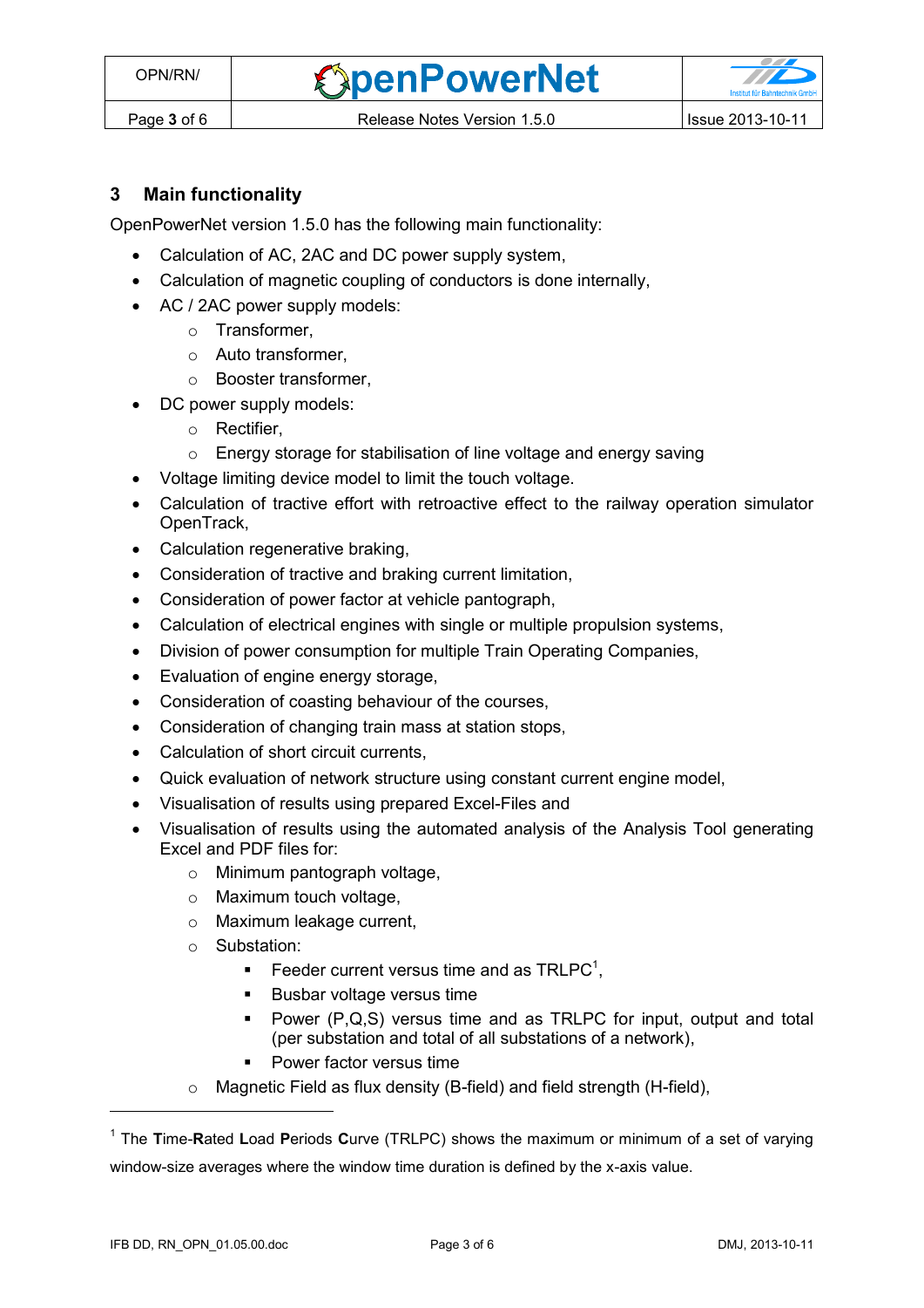## 3 Main functionality

OpenPowerNet version 1.5.0 has the following main functionality:

- Calculation of AC, 2AC and DC power supply system,
- Calculation of magnetic coupling of conductors is done internally,
- AC / 2AC power supply models:
  - Transformer,
  - Auto transformer,
  - Booster transformer,
- DC power supply models:
  - Rectifier,
  - Energy storage for stabilisation of line voltage and energy saving
- Voltage limiting device model to limit the touch voltage.
- Calculation of tractive effort with retroactive effect to the railway operation simulator OpenTrack,
- Calculation regenerative braking,
- Consideration of tractive and braking current limitation,
- Consideration of power factor at vehicle pantograph,
- Calculation of electrical engines with single or multiple propulsion systems,
- Division of power consumption for multiple Train Operating Companies,
- Evaluation of engine energy storage,
- Consideration of coasting behaviour of the courses,
- Consideration of changing train mass at station stops,
- Calculation of short circuit currents,
- Quick evaluation of network structure using constant current engine model,
- Visualisation of results using prepared Excel-Files and
- Visualisation of results using the automated analysis of the Analysis Tool generating Excel and PDF files for:
  - Minimum pantograph voltage,
  - Maximum touch voltage,
  - Maximum leakage current,
  - Substation:
    - Feeder current versus time and as TRLPC[1],
    - Busbar voltage versus time
    - Power (P,Q,S) versus time and as TRLPC for input, output and total (per substation and total of all substations of a network),
    - Power factor versus time
  - Magnetic Field as flux density (B-field) and field strength (H-field),

[1] The **T**ime-**R**ated **L**oad **P**eriods **C**urve (TRLPC) shows the maximum or minimum of a set of varying window-size averages where the window time duration is defined by the x-axis value.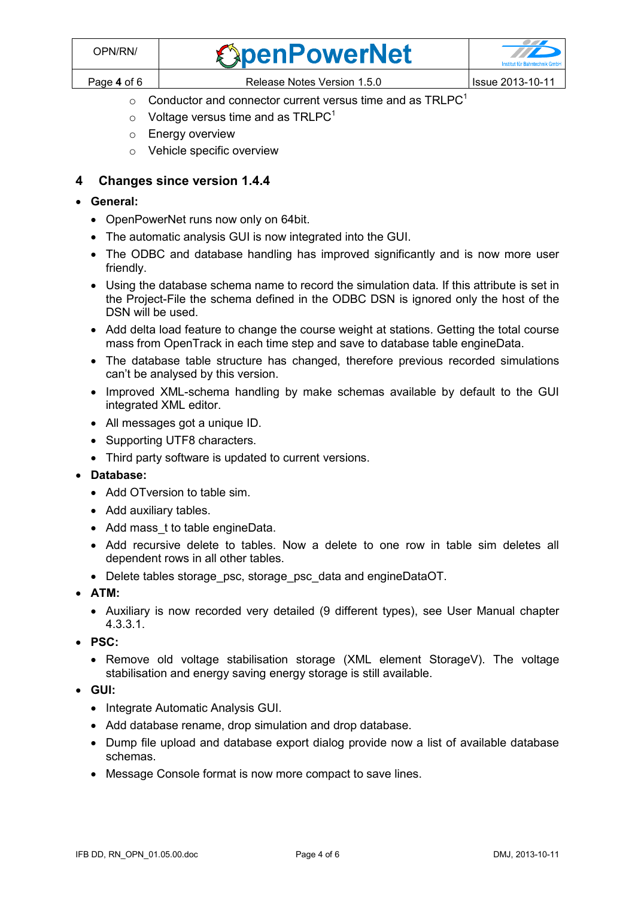- Conductor and connector current versus time and as TRLPC[1]
    - Voltage versus time and as TRLPC[1]
    - Energy overview
    - Vehicle specific overview

## 4 Changes since version 1.4.4

- **General:**
    - OpenPowerNet runs now only on 64bit.
    - The automatic analysis GUI is now integrated into the GUI.
    - The ODBC and database handling has improved significantly and is now more user friendly.
    - Using the database schema name to record the simulation data. If this attribute is set in the Project-File the schema defined in the ODBC DSN is ignored only the host of the DSN will be used.
    - Add delta load feature to change the course weight at stations. Getting the total course mass from OpenTrack in each time step and save to database table engineData.
    - The database table structure has changed, therefore previous recorded simulations can't be analysed by this version.
    - Improved XML-schema handling by make schemas available by default to the GUI integrated XML editor.
    - All messages got a unique ID.
    - Supporting UTF8 characters.
    - Third party software is updated to current versions.
- **Database:**
    - Add OTversion to table sim.
    - Add auxiliary tables.
    - Add mass_t to table engineData.
    - Add recursive delete to tables. Now a delete to one row in table sim deletes all dependent rows in all other tables.
    - Delete tables storage_psc, storage_psc_data and engineDataOT.
- **ATM:**
    - Auxiliary is now recorded very detailed (9 different types), see User Manual chapter 4.3.3.1.
- **PSC:**
    - Remove old voltage stabilisation storage (XML element StorageV). The voltage stabilisation and energy saving energy storage is still available.
- **GUI:**
    - Integrate Automatic Analysis GUI.
    - Add database rename, drop simulation and drop database.
    - Dump file upload and database export dialog provide now a list of available database schemas.
    - Message Console format is now more compact to save lines.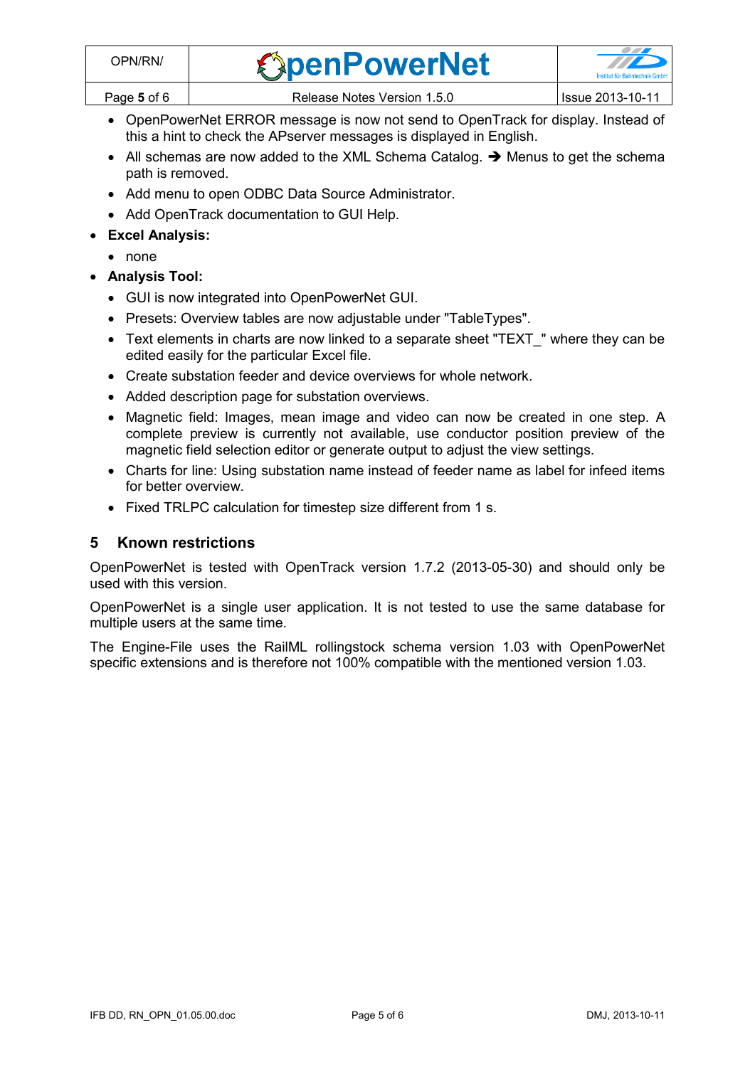- OpenPowerNet ERROR message is now not send to OpenTrack for display. Instead of this a hint to check the APserver messages is displayed in English.
- All schemas are now added to the XML Schema Catalog. ➔ Menus to get the schema path is removed.
- Add menu to open ODBC Data Source Administrator.
- Add OpenTrack documentation to GUI Help.

- **Excel Analysis:**
  - none
- **Analysis Tool:**
  - GUI is now integrated into OpenPowerNet GUI.
  - Presets: Overview tables are now adjustable under "TableTypes".
  - Text elements in charts are now linked to a separate sheet "TEXT_" where they can be edited easily for the particular Excel file.
  - Create substation feeder and device overviews for whole network.
  - Added description page for substation overviews.
  - Magnetic field: Images, mean image and video can now be created in one step. A complete preview is currently not available, use conductor position preview of the magnetic field selection editor or generate output to adjust the view settings.
  - Charts for line: Using substation name instead of feeder name as label for infeed items for better overview.
  - Fixed TRLPC calculation for timestep size different from 1 s.

## 5 Known restrictions

OpenPowerNet is tested with OpenTrack version 1.7.2 (2013-05-30) and should only be used with this version.

OpenPowerNet is a single user application. It is not tested to use the same database for multiple users at the same time.

The Engine-File uses the RailML rollingstock schema version 1.03 with OpenPowerNet specific extensions and is therefore not 100% compatible with the mentioned version 1.03.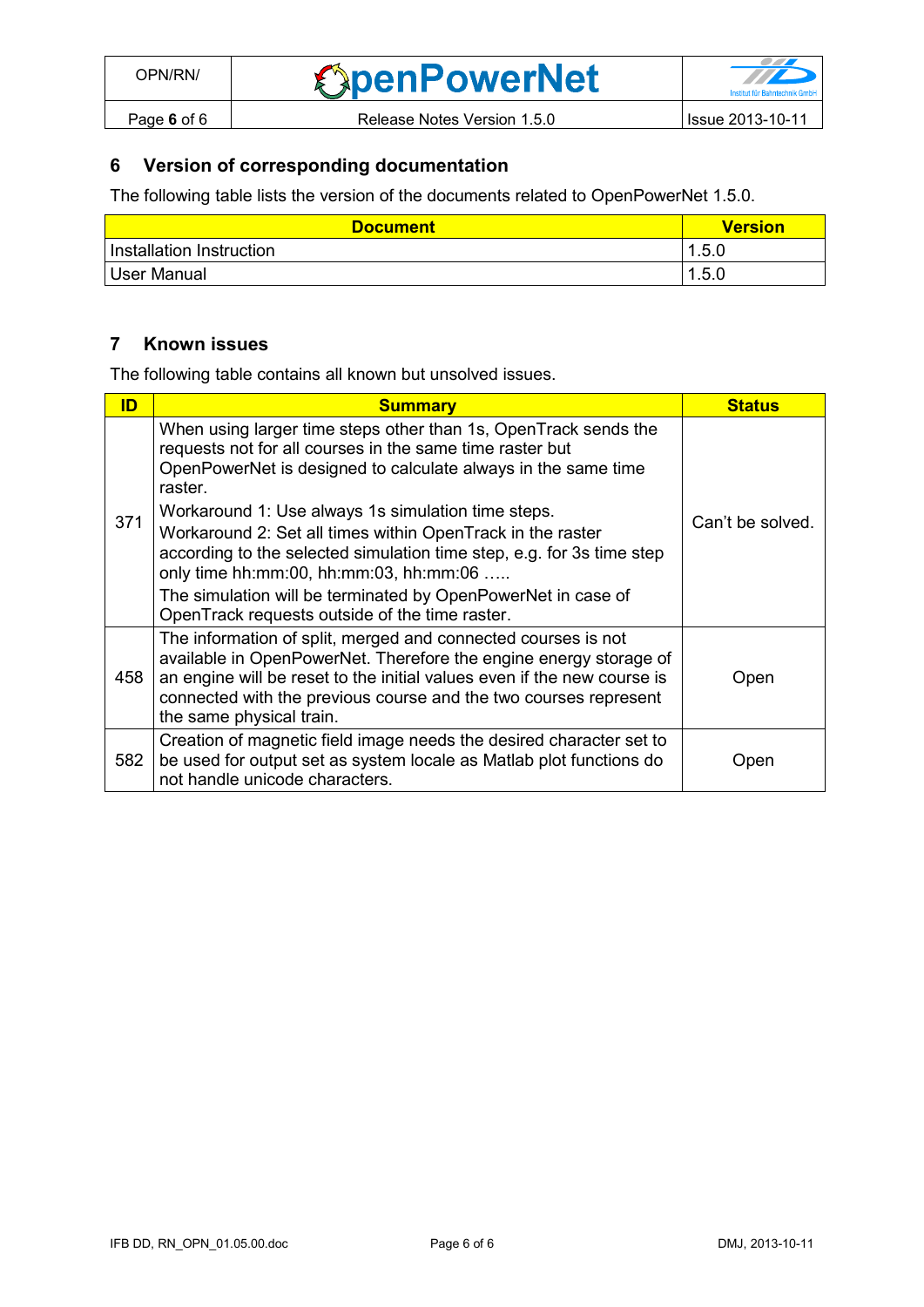## 6 Version of corresponding documentation

The following table lists the version of the documents related to OpenPowerNet 1.5.0.

| Document | Version |
|---|---|
| Installation Instruction | 1.5.0 |
| User Manual | 1.5.0 |

## 7 Known issues

The following table contains all known but unsolved issues.

| ID | Summary | Status |
|---|---|---|
| 371 | When using larger time steps other than 1s, OpenTrack sends the requests not for all courses in the same time raster but OpenPowerNet is designed to calculate always in the same time raster.<br>Workaround 1: Use always 1s simulation time steps.<br>Workaround 2: Set all times within OpenTrack in the raster according to the selected simulation time step, e.g. for 3s time step only time hh:mm:00, hh:mm:03, hh:mm:06 …..<br>The simulation will be terminated by OpenPowerNet in case of OpenTrack requests outside of the time raster. | Can't be solved. |
| 458 | The information of split, merged and connected courses is not available in OpenPowerNet. Therefore the engine energy storage of an engine will be reset to the initial values even if the new course is connected with the previous course and the two courses represent the same physical train. | Open |
| 582 | Creation of magnetic field image needs the desired character set to be used for output set as system locale as Matlab plot functions do not handle unicode characters. | Open |